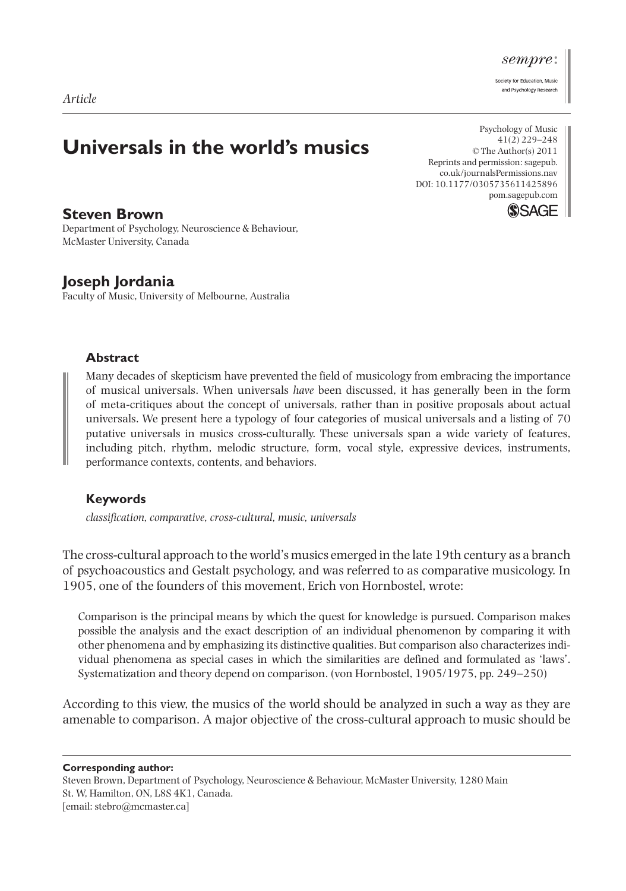*Article*

# Universals in the world's musics

## Steven Brown

Department of Psychology, Neuroscience & Behaviour, McMaster University, Canada

## Joseph Jordania

Faculty of Music, University of Melbourne, Australia

### Abstract

Many decades of skepticism have prevented the field of musicology from embracing the importance of musical universals. When universals *have* been discussed, it has generally been in the form of meta-critiques about the concept of universals, rather than in positive proposals about actual universals. We present here a typology of four categories of musical universals and a listing of 70 putative universals in musics cross-culturally. These universals span a wide variety of features, including pitch, rhythm, melodic structure, form, vocal style, expressive devices, instruments, performance contexts, contents, and behaviors.

### Keywords

*classification, comparative, cross-cultural, music, universals*

The cross-cultural approach to the world's musics emerged in the late 19th century as a branch of psychoacoustics and Gestalt psychology, and was referred to as comparative musicology. In 1905, one of the founders of this movement, Erich von Hornbostel, wrote:

> Comparison is the principal means by which the quest for knowledge is pursued. Comparison makes possible the analysis and the exact description of an individual phenomenon by comparing it with other phenomena and by emphasizing its distinctive qualities. But comparison also characterizes individual phenomena as special cases in which the similarities are defined and formulated as 'laws'. Systematization and theory depend on comparison. (von Hornbostel, 1905/1975, pp. 249–250)

According to this view, the musics of the world should be analyzed in such a way as they are amenable to comparison. A major objective of the cross-cultural approach to music should be

**Corresponding author:**
Steven Brown, Department of Psychology, Neuroscience & Behaviour, McMaster University, 1280 Main St. W, Hamilton, ON, L8S 4K1, Canada.
[email: stebro@mcmaster.ca]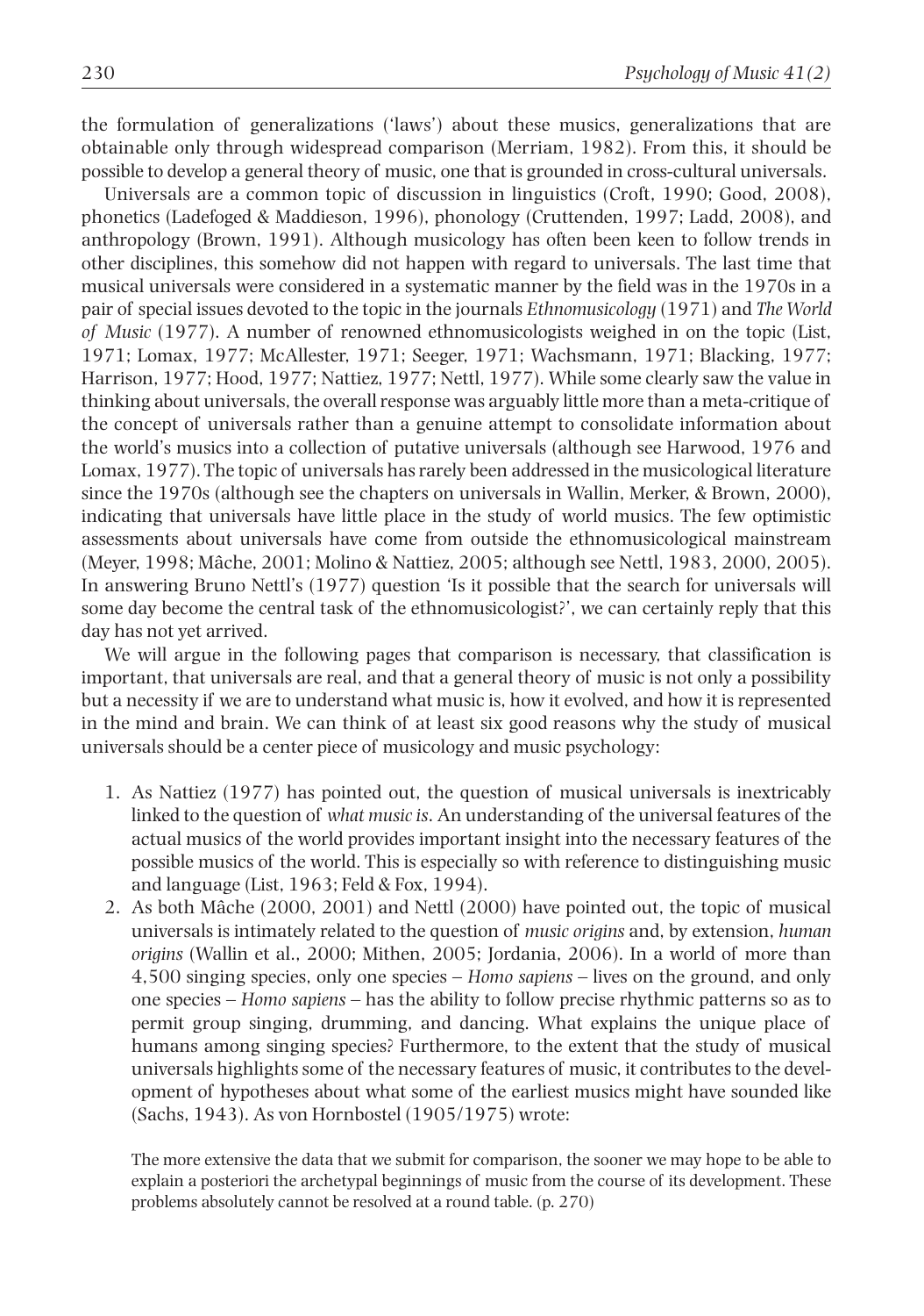the formulation of generalizations ('laws') about these musics, generalizations that are obtainable only through widespread comparison (Merriam, 1982). From this, it should be possible to develop a general theory of music, one that is grounded in cross-cultural universals.

Universals are a common topic of discussion in linguistics (Croft, 1990; Good, 2008), phonetics (Ladefoged & Maddieson, 1996), phonology (Cruttenden, 1997; Ladd, 2008), and anthropology (Brown, 1991). Although musicology has often been keen to follow trends in other disciplines, this somehow did not happen with regard to universals. The last time that musical universals were considered in a systematic manner by the field was in the 1970s in a pair of special issues devoted to the topic in the journals *Ethnomusicology* (1971) and *The World of Music* (1977). A number of renowned ethnomusicologists weighed in on the topic (List, 1971; Lomax, 1977; McAllester, 1971; Seeger, 1971; Wachsmann, 1971; Blacking, 1977; Harrison, 1977; Hood, 1977; Nattiez, 1977; Nettl, 1977). While some clearly saw the value in thinking about universals, the overall response was arguably little more than a meta-critique of the concept of universals rather than a genuine attempt to consolidate information about the world's musics into a collection of putative universals (although see Harwood, 1976 and Lomax, 1977). The topic of universals has rarely been addressed in the musicological literature since the 1970s (although see the chapters on universals in Wallin, Merker, & Brown, 2000), indicating that universals have little place in the study of world musics. The few optimistic assessments about universals have come from outside the ethnomusicological mainstream (Meyer, 1998; Mâche, 2001; Molino & Nattiez, 2005; although see Nettl, 1983, 2000, 2005). In answering Bruno Nettl's (1977) question 'Is it possible that the search for universals will some day become the central task of the ethnomusicologist?', we can certainly reply that this day has not yet arrived.

We will argue in the following pages that comparison is necessary, that classification is important, that universals are real, and that a general theory of music is not only a possibility but a necessity if we are to understand what music is, how it evolved, and how it is represented in the mind and brain. We can think of at least six good reasons why the study of musical universals should be a center piece of musicology and music psychology:

1. As Nattiez (1977) has pointed out, the question of musical universals is inextricably linked to the question of *what music is*. An understanding of the universal features of the actual musics of the world provides important insight into the necessary features of the possible musics of the world. This is especially so with reference to distinguishing music and language (List, 1963; Feld & Fox, 1994).
2. As both Mâche (2000, 2001) and Nettl (2000) have pointed out, the topic of musical universals is intimately related to the question of *music origins* and, by extension, *human origins* (Wallin et al., 2000; Mithen, 2005; Jordania, 2006). In a world of more than 4,500 singing species, only one species – *Homo sapiens* – lives on the ground, and only one species – *Homo sapiens* – has the ability to follow precise rhythmic patterns so as to permit group singing, drumming, and dancing. What explains the unique place of humans among singing species? Furthermore, to the extent that the study of musical universals highlights some of the necessary features of music, it contributes to the development of hypotheses about what some of the earliest musics might have sounded like (Sachs, 1943). As von Hornbostel (1905/1975) wrote:

   > The more extensive the data that we submit for comparison, the sooner we may hope to be able to explain a posteriori the archetypal beginnings of music from the course of its development. These problems absolutely cannot be resolved at a round table. (p. 270)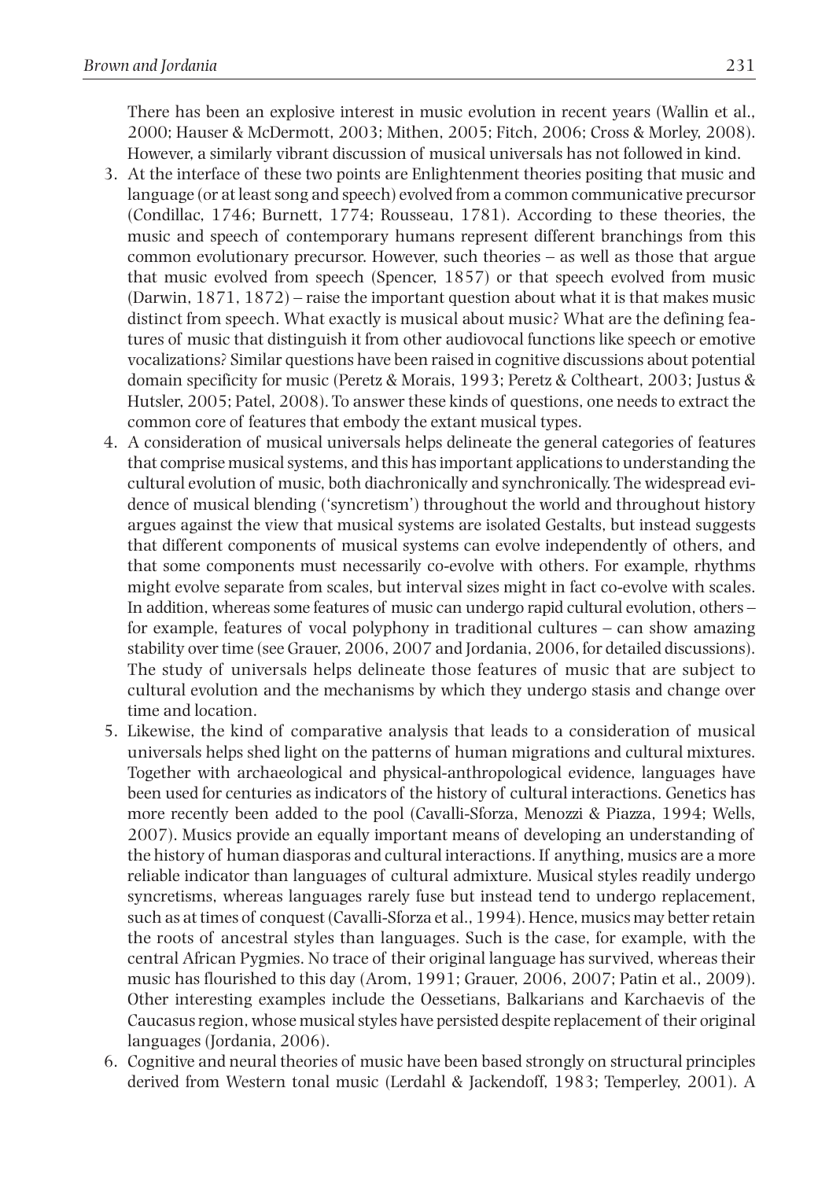There has been an explosive interest in music evolution in recent years (Wallin et al., 2000; Hauser & McDermott, 2003; Mithen, 2005; Fitch, 2006; Cross & Morley, 2008). However, a similarly vibrant discussion of musical universals has not followed in kind.

3. At the interface of these two points are Enlightenment theories positing that music and language (or at least song and speech) evolved from a common communicative precursor (Condillac, 1746; Burnett, 1774; Rousseau, 1781). According to these theories, the music and speech of contemporary humans represent different branchings from this common evolutionary precursor. However, such theories – as well as those that argue that music evolved from speech (Spencer, 1857) or that speech evolved from music (Darwin, 1871, 1872) – raise the important question about what it is that makes music distinct from speech. What exactly is musical about music? What are the defining features of music that distinguish it from other audiovocal functions like speech or emotive vocalizations? Similar questions have been raised in cognitive discussions about potential domain specificity for music (Peretz & Morais, 1993; Peretz & Coltheart, 2003; Justus & Hutsler, 2005; Patel, 2008). To answer these kinds of questions, one needs to extract the common core of features that embody the extant musical types.
4. A consideration of musical universals helps delineate the general categories of features that comprise musical systems, and this has important applications to understanding the cultural evolution of music, both diachronically and synchronically. The widespread evidence of musical blending ('syncretism') throughout the world and throughout history argues against the view that musical systems are isolated Gestalts, but instead suggests that different components of musical systems can evolve independently of others, and that some components must necessarily co-evolve with others. For example, rhythms might evolve separate from scales, but interval sizes might in fact co-evolve with scales. In addition, whereas some features of music can undergo rapid cultural evolution, others – for example, features of vocal polyphony in traditional cultures – can show amazing stability over time (see Grauer, 2006, 2007 and Jordania, 2006, for detailed discussions). The study of universals helps delineate those features of music that are subject to cultural evolution and the mechanisms by which they undergo stasis and change over time and location.
5. Likewise, the kind of comparative analysis that leads to a consideration of musical universals helps shed light on the patterns of human migrations and cultural mixtures. Together with archaeological and physical-anthropological evidence, languages have been used for centuries as indicators of the history of cultural interactions. Genetics has more recently been added to the pool (Cavalli-Sforza, Menozzi & Piazza, 1994; Wells, 2007). Musics provide an equally important means of developing an understanding of the history of human diasporas and cultural interactions. If anything, musics are a more reliable indicator than languages of cultural admixture. Musical styles readily undergo syncretisms, whereas languages rarely fuse but instead tend to undergo replacement, such as at times of conquest (Cavalli-Sforza et al., 1994). Hence, musics may better retain the roots of ancestral styles than languages. Such is the case, for example, with the central African Pygmies. No trace of their original language has survived, whereas their music has flourished to this day (Arom, 1991; Grauer, 2006, 2007; Patin et al., 2009). Other interesting examples include the Oessetians, Balkarians and Karchaevis of the Caucasus region, whose musical styles have persisted despite replacement of their original languages (Jordania, 2006).
6. Cognitive and neural theories of music have been based strongly on structural principles derived from Western tonal music (Lerdahl & Jackendoff, 1983; Temperley, 2001). A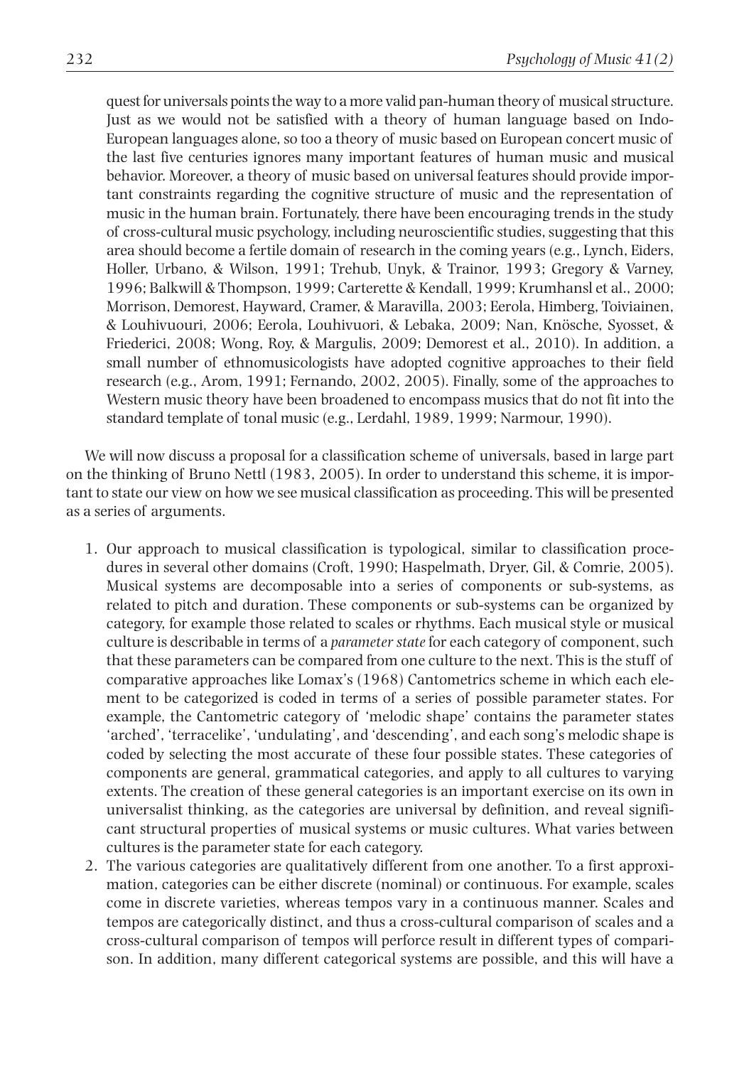quest for universals points the way to a more valid pan-human theory of musical structure. Just as we would not be satisfied with a theory of human language based on Indo-European languages alone, so too a theory of music based on European concert music of the last five centuries ignores many important features of human music and musical behavior. Moreover, a theory of music based on universal features should provide important constraints regarding the cognitive structure of music and the representation of music in the human brain. Fortunately, there have been encouraging trends in the study of cross-cultural music psychology, including neuroscientific studies, suggesting that this area should become a fertile domain of research in the coming years (e.g., Lynch, Eiders, Holler, Urbano, & Wilson, 1991; Trehub, Unyk, & Trainor, 1993; Gregory & Varney, 1996; Balkwill & Thompson, 1999; Carterette & Kendall, 1999; Krumhansl et al., 2000; Morrison, Demorest, Hayward, Cramer, & Maravilla, 2003; Eerola, Himberg, Toiviainen, & Louhivuouri, 2006; Eerola, Louhivuori, & Lebaka, 2009; Nan, Knösche, Syosset, & Friederici, 2008; Wong, Roy, & Margulis, 2009; Demorest et al., 2010). In addition, a small number of ethnomusicologists have adopted cognitive approaches to their field research (e.g., Arom, 1991; Fernando, 2002, 2005). Finally, some of the approaches to Western music theory have been broadened to encompass musics that do not fit into the standard template of tonal music (e.g., Lerdahl, 1989, 1999; Narmour, 1990).

We will now discuss a proposal for a classification scheme of universals, based in large part on the thinking of Bruno Nettl (1983, 2005). In order to understand this scheme, it is important to state our view on how we see musical classification as proceeding. This will be presented as a series of arguments.

1. Our approach to musical classification is typological, similar to classification procedures in several other domains (Croft, 1990; Haspelmath, Dryer, Gil, & Comrie, 2005). Musical systems are decomposable into a series of components or sub-systems, as related to pitch and duration. These components or sub-systems can be organized by category, for example those related to scales or rhythms. Each musical style or musical culture is describable in terms of a *parameter state* for each category of component, such that these parameters can be compared from one culture to the next. This is the stuff of comparative approaches like Lomax's (1968) Cantometrics scheme in which each element to be categorized is coded in terms of a series of possible parameter states. For example, the Cantometric category of 'melodic shape' contains the parameter states 'arched', 'terracelike', 'undulating', and 'descending', and each song's melodic shape is coded by selecting the most accurate of these four possible states. These categories of components are general, grammatical categories, and apply to all cultures to varying extents. The creation of these general categories is an important exercise on its own in universalist thinking, as the categories are universal by definition, and reveal significant structural properties of musical systems or music cultures. What varies between cultures is the parameter state for each category.
2. The various categories are qualitatively different from one another. To a first approximation, categories can be either discrete (nominal) or continuous. For example, scales come in discrete varieties, whereas tempos vary in a continuous manner. Scales and tempos are categorically distinct, and thus a cross-cultural comparison of scales and a cross-cultural comparison of tempos will perforce result in different types of comparison. In addition, many different categorical systems are possible, and this will have a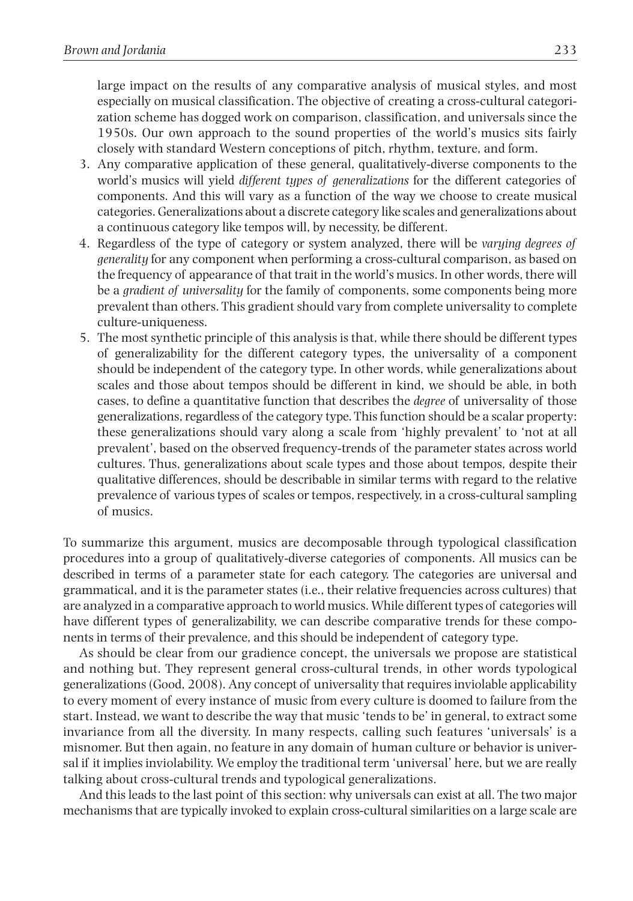large impact on the results of any comparative analysis of musical styles, and most especially on musical classification. The objective of creating a cross-cultural categorization scheme has dogged work on comparison, classification, and universals since the 1950s. Our own approach to the sound properties of the world's musics sits fairly closely with standard Western conceptions of pitch, rhythm, texture, and form.

3. Any comparative application of these general, qualitatively-diverse components to the world's musics will yield *different types of generalizations* for the different categories of components. And this will vary as a function of the way we choose to create musical categories. Generalizations about a discrete category like scales and generalizations about a continuous category like tempos will, by necessity, be different.
4. Regardless of the type of category or system analyzed, there will be *varying degrees of generality* for any component when performing a cross-cultural comparison, as based on the frequency of appearance of that trait in the world's musics. In other words, there will be a *gradient of universality* for the family of components, some components being more prevalent than others. This gradient should vary from complete universality to complete culture-uniqueness.
5. The most synthetic principle of this analysis is that, while there should be different types of generalizability for the different category types, the universality of a component should be independent of the category type. In other words, while generalizations about scales and those about tempos should be different in kind, we should be able, in both cases, to define a quantitative function that describes the *degree* of universality of those generalizations, regardless of the category type. This function should be a scalar property: these generalizations should vary along a scale from 'highly prevalent' to 'not at all prevalent', based on the observed frequency-trends of the parameter states across world cultures. Thus, generalizations about scale types and those about tempos, despite their qualitative differences, should be describable in similar terms with regard to the relative prevalence of various types of scales or tempos, respectively, in a cross-cultural sampling of musics.

To summarize this argument, musics are decomposable through typological classification procedures into a group of qualitatively-diverse categories of components. All musics can be described in terms of a parameter state for each category. The categories are universal and grammatical, and it is the parameter states (i.e., their relative frequencies across cultures) that are analyzed in a comparative approach to world musics. While different types of categories will have different types of generalizability, we can describe comparative trends for these components in terms of their prevalence, and this should be independent of category type.

As should be clear from our gradience concept, the universals we propose are statistical and nothing but. They represent general cross-cultural trends, in other words typological generalizations (Good, 2008). Any concept of universality that requires inviolable applicability to every moment of every instance of music from every culture is doomed to failure from the start. Instead, we want to describe the way that music 'tends to be' in general, to extract some invariance from all the diversity. In many respects, calling such features 'universals' is a misnomer. But then again, no feature in any domain of human culture or behavior is universal if it implies inviolability. We employ the traditional term 'universal' here, but we are really talking about cross-cultural trends and typological generalizations.

And this leads to the last point of this section: why universals can exist at all. The two major mechanisms that are typically invoked to explain cross-cultural similarities on a large scale are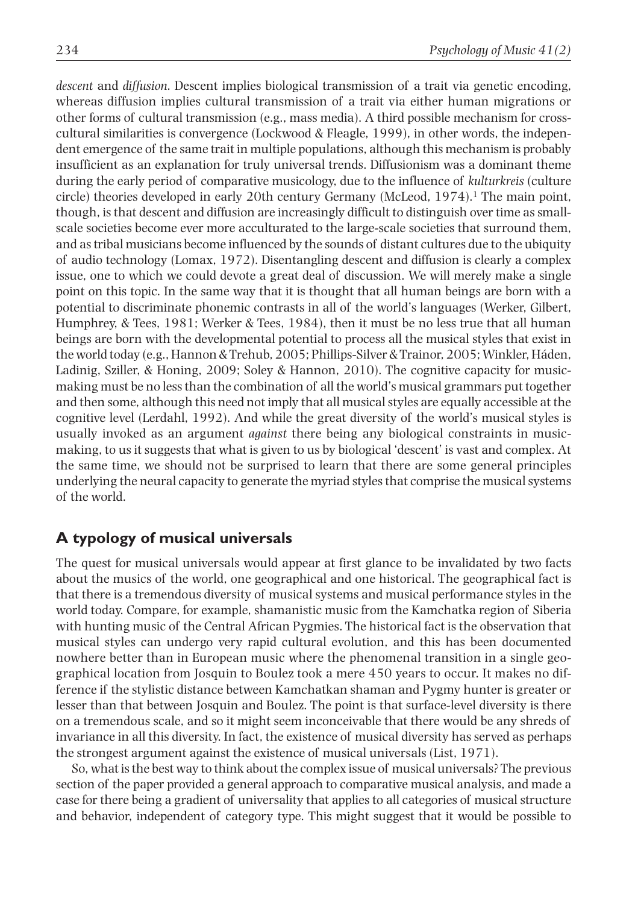*descent* and *diffusion*. Descent implies biological transmission of a trait via genetic encoding, whereas diffusion implies cultural transmission of a trait via either human migrations or other forms of cultural transmission (e.g., mass media). A third possible mechanism for cross-cultural similarities is convergence (Lockwood & Fleagle, 1999), in other words, the independent emergence of the same trait in multiple populations, although this mechanism is probably insufficient as an explanation for truly universal trends. Diffusionism was a dominant theme during the early period of comparative musicology, due to the influence of *kulturkreis* (culture circle) theories developed in early 20th century Germany (McLeod, 1974).[1] The main point, though, is that descent and diffusion are increasingly difficult to distinguish over time as small-scale societies become ever more acculturated to the large-scale societies that surround them, and as tribal musicians become influenced by the sounds of distant cultures due to the ubiquity of audio technology (Lomax, 1972). Disentangling descent and diffusion is clearly a complex issue, one to which we could devote a great deal of discussion. We will merely make a single point on this topic. In the same way that it is thought that all human beings are born with a potential to discriminate phonemic contrasts in all of the world's languages (Werker, Gilbert, Humphrey, & Tees, 1981; Werker & Tees, 1984), then it must be no less true that all human beings are born with the developmental potential to process all the musical styles that exist in the world today (e.g., Hannon & Trehub, 2005; Phillips-Silver & Trainor, 2005; Winkler, Háden, Ladinig, Sziller, & Honing, 2009; Soley & Hannon, 2010). The cognitive capacity for music-making must be no less than the combination of all the world's musical grammars put together and then some, although this need not imply that all musical styles are equally accessible at the cognitive level (Lerdahl, 1992). And while the great diversity of the world's musical styles is usually invoked as an argument *against* there being any biological constraints in music-making, to us it suggests that what is given to us by biological 'descent' is vast and complex. At the same time, we should not be surprised to learn that there are some general principles underlying the neural capacity to generate the myriad styles that comprise the musical systems of the world.

## A typology of musical universals

The quest for musical universals would appear at first glance to be invalidated by two facts about the musics of the world, one geographical and one historical. The geographical fact is that there is a tremendous diversity of musical systems and musical performance styles in the world today. Compare, for example, shamanistic music from the Kamchatka region of Siberia with hunting music of the Central African Pygmies. The historical fact is the observation that musical styles can undergo very rapid cultural evolution, and this has been documented nowhere better than in European music where the phenomenal transition in a single geographical location from Josquin to Boulez took a mere 450 years to occur. It makes no difference if the stylistic distance between Kamchatkan shaman and Pygmy hunter is greater or lesser than that between Josquin and Boulez. The point is that surface-level diversity is there on a tremendous scale, and so it might seem inconceivable that there would be any shreds of invariance in all this diversity. In fact, the existence of musical diversity has served as perhaps the strongest argument against the existence of musical universals (List, 1971).

So, what is the best way to think about the complex issue of musical universals? The previous section of the paper provided a general approach to comparative musical analysis, and made a case for there being a gradient of universality that applies to all categories of musical structure and behavior, independent of category type. This might suggest that it would be possible to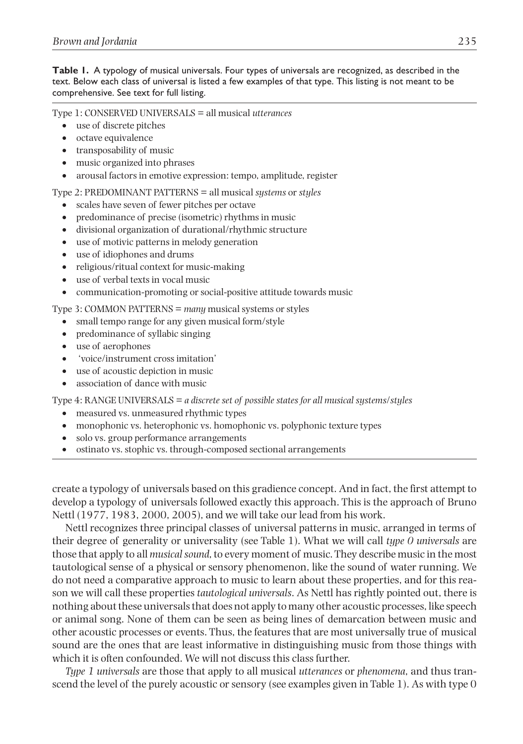**Table 1.** A typology of musical universals. Four types of universals are recognized, as described in the text. Below each class of universal is listed a few examples of that type. This listing is not meant to be comprehensive. See text for full listing.

Type 1: CONSERVED UNIVERSALS = all musical *utterances*

- use of discrete pitches
- octave equivalence
- transposability of music
- music organized into phrases
- arousal factors in emotive expression: tempo, amplitude, register

Type 2: PREDOMINANT PATTERNS = all musical *systems* or *styles*

- scales have seven of fewer pitches per octave
- predominance of precise (isometric) rhythms in music
- divisional organization of durational/rhythmic structure
- use of motivic patterns in melody generation
- use of idiophones and drums
- religious/ritual context for music-making
- use of verbal texts in vocal music
- communication-promoting or social-positive attitude towards music

Type 3: COMMON PATTERNS = *many* musical systems or styles

- small tempo range for any given musical form/style
- predominance of syllabic singing
- use of aerophones
- 'voice/instrument cross imitation'
- use of acoustic depiction in music
- association of dance with music

Type 4: RANGE UNIVERSALS = *a discrete set of possible states for all musical systems/styles*

- measured vs. unmeasured rhythmic types
- monophonic vs. heterophonic vs. homophonic vs. polyphonic texture types
- solo vs. group performance arrangements
- ostinato vs. stophic vs. through-composed sectional arrangements

create a typology of universals based on this gradience concept. And in fact, the first attempt to develop a typology of universals followed exactly this approach. This is the approach of Bruno Nettl (1977, 1983, 2000, 2005), and we will take our lead from his work.

Nettl recognizes three principal classes of universal patterns in music, arranged in terms of their degree of generality or universality (see Table 1). What we will call *type 0 universals* are those that apply to all *musical sound*, to every moment of music. They describe music in the most tautological sense of a physical or sensory phenomenon, like the sound of water running. We do not need a comparative approach to music to learn about these properties, and for this reason we will call these properties *tautological universals*. As Nettl has rightly pointed out, there is nothing about these universals that does not apply to many other acoustic processes, like speech or animal song. None of them can be seen as being lines of demarcation between music and other acoustic processes or events. Thus, the features that are most universally true of musical sound are the ones that are least informative in distinguishing music from those things with which it is often confounded. We will not discuss this class further.

*Type 1 universals* are those that apply to all musical *utterances* or *phenomena*, and thus transcend the level of the purely acoustic or sensory (see examples given in Table 1). As with type 0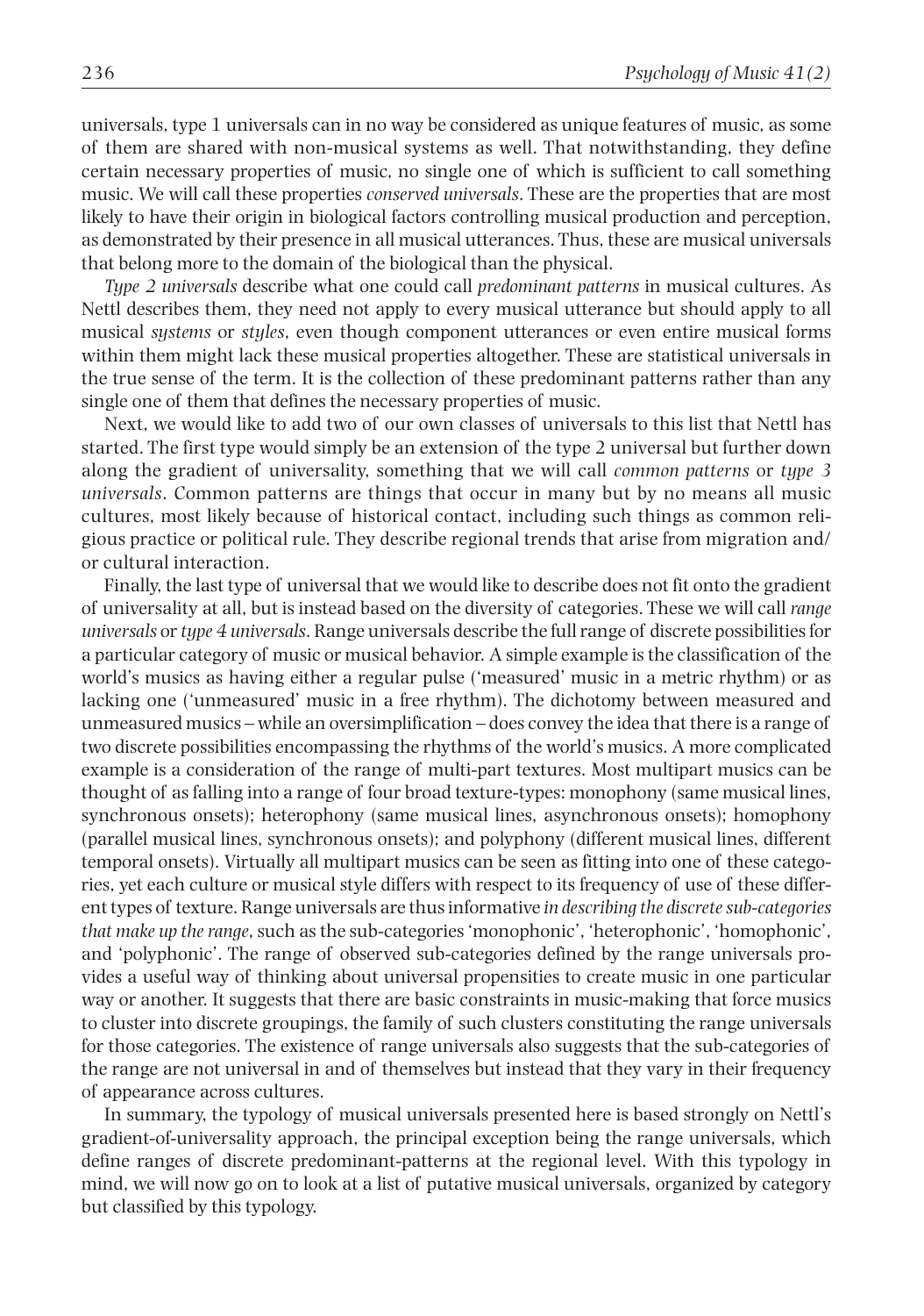universals, type 1 universals can in no way be considered as unique features of music, as some of them are shared with non-musical systems as well. That notwithstanding, they define certain necessary properties of music, no single one of which is sufficient to call something music. We will call these properties *conserved universals*. These are the properties that are most likely to have their origin in biological factors controlling musical production and perception, as demonstrated by their presence in all musical utterances. Thus, these are musical universals that belong more to the domain of the biological than the physical.

*Type 2 universals* describe what one could call *predominant patterns* in musical cultures. As Nettl describes them, they need not apply to every musical utterance but should apply to all musical *systems* or *styles*, even though component utterances or even entire musical forms within them might lack these musical properties altogether. These are statistical universals in the true sense of the term. It is the collection of these predominant patterns rather than any single one of them that defines the necessary properties of music.

Next, we would like to add two of our own classes of universals to this list that Nettl has started. The first type would simply be an extension of the type 2 universal but further down along the gradient of universality, something that we will call *common patterns* or *type 3 universals*. Common patterns are things that occur in many but by no means all music cultures, most likely because of historical contact, including such things as common religious practice or political rule. They describe regional trends that arise from migration and/or cultural interaction.

Finally, the last type of universal that we would like to describe does not fit onto the gradient of universality at all, but is instead based on the diversity of categories. These we will call *range universals* or *type 4 universals*. Range universals describe the full range of discrete possibilities for a particular category of music or musical behavior. A simple example is the classification of the world's musics as having either a regular pulse ('measured' music in a metric rhythm) or as lacking one ('unmeasured' music in a free rhythm). The dichotomy between measured and unmeasured musics – while an oversimplification – does convey the idea that there is a range of two discrete possibilities encompassing the rhythms of the world's musics. A more complicated example is a consideration of the range of multi-part textures. Most multipart musics can be thought of as falling into a range of four broad texture-types: monophony (same musical lines, synchronous onsets); heterophony (same musical lines, asynchronous onsets); homophony (parallel musical lines, synchronous onsets); and polyphony (different musical lines, different temporal onsets). Virtually all multipart musics can be seen as fitting into one of these categories, yet each culture or musical style differs with respect to its frequency of use of these different types of texture. Range universals are thus informative *in describing the discrete sub-categories that make up the range*, such as the sub-categories 'monophonic', 'heterophonic', 'homophonic', and 'polyphonic'. The range of observed sub-categories defined by the range universals provides a useful way of thinking about universal propensities to create music in one particular way or another. It suggests that there are basic constraints in music-making that force musics to cluster into discrete groupings, the family of such clusters constituting the range universals for those categories. The existence of range universals also suggests that the sub-categories of the range are not universal in and of themselves but instead that they vary in their frequency of appearance across cultures.

In summary, the typology of musical universals presented here is based strongly on Nettl's gradient-of-universality approach, the principal exception being the range universals, which define ranges of discrete predominant-patterns at the regional level. With this typology in mind, we will now go on to look at a list of putative musical universals, organized by category but classified by this typology.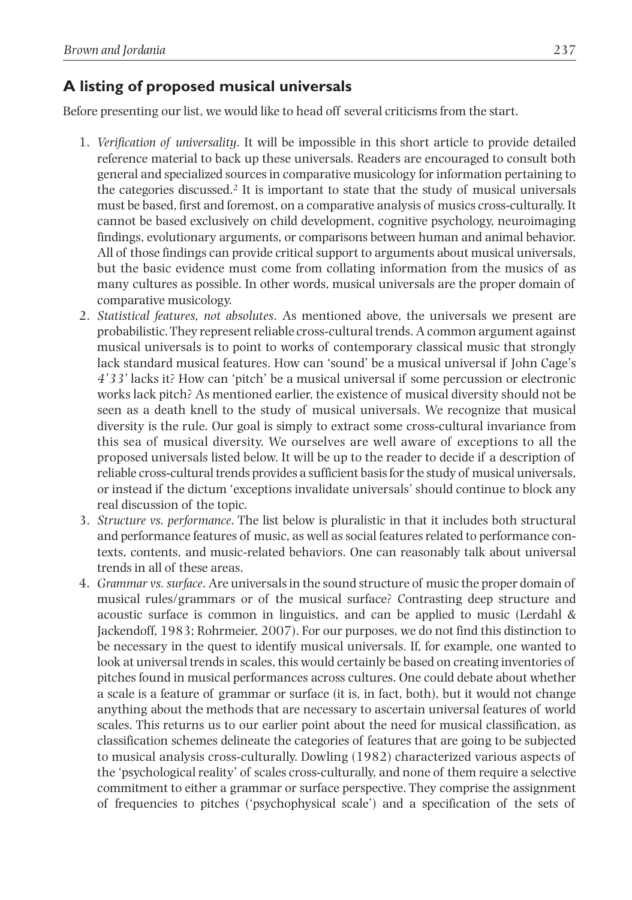## A listing of proposed musical universals

Before presenting our list, we would like to head off several criticisms from the start.

1. *Verification of universality*. It will be impossible in this short article to provide detailed reference material to back up these universals. Readers are encouraged to consult both general and specialized sources in comparative musicology for information pertaining to the categories discussed.[2] It is important to state that the study of musical universals must be based, first and foremost, on a comparative analysis of musics cross-culturally. It cannot be based exclusively on child development, cognitive psychology, neuroimaging findings, evolutionary arguments, or comparisons between human and animal behavior. All of those findings can provide critical support to arguments about musical universals, but the basic evidence must come from collating information from the musics of as many cultures as possible. In other words, musical universals are the proper domain of comparative musicology.
2. *Statistical features, not absolutes*. As mentioned above, the universals we present are probabilistic. They represent reliable cross-cultural trends. A common argument against musical universals is to point to works of contemporary classical music that strongly lack standard musical features. How can 'sound' be a musical universal if John Cage's *4'33'* lacks it? How can 'pitch' be a musical universal if some percussion or electronic works lack pitch? As mentioned earlier, the existence of musical diversity should not be seen as a death knell to the study of musical universals. We recognize that musical diversity is the rule. Our goal is simply to extract some cross-cultural invariance from this sea of musical diversity. We ourselves are well aware of exceptions to all the proposed universals listed below. It will be up to the reader to decide if a description of reliable cross-cultural trends provides a sufficient basis for the study of musical universals, or instead if the dictum 'exceptions invalidate universals' should continue to block any real discussion of the topic.
3. *Structure vs. performance*. The list below is pluralistic in that it includes both structural and performance features of music, as well as social features related to performance contexts, contents, and music-related behaviors. One can reasonably talk about universal trends in all of these areas.
4. *Grammar vs. surface*. Are universals in the sound structure of music the proper domain of musical rules/grammars or of the musical surface? Contrasting deep structure and acoustic surface is common in linguistics, and can be applied to music (Lerdahl & Jackendoff, 1983; Rohrmeier, 2007). For our purposes, we do not find this distinction to be necessary in the quest to identify musical universals. If, for example, one wanted to look at universal trends in scales, this would certainly be based on creating inventories of pitches found in musical performances across cultures. One could debate about whether a scale is a feature of grammar or surface (it is, in fact, both), but it would not change anything about the methods that are necessary to ascertain universal features of world scales. This returns us to our earlier point about the need for musical classification, as classification schemes delineate the categories of features that are going to be subjected to musical analysis cross-culturally. Dowling (1982) characterized various aspects of the 'psychological reality' of scales cross-culturally, and none of them require a selective commitment to either a grammar or surface perspective. They comprise the assignment of frequencies to pitches ('psychophysical scale') and a specification of the sets of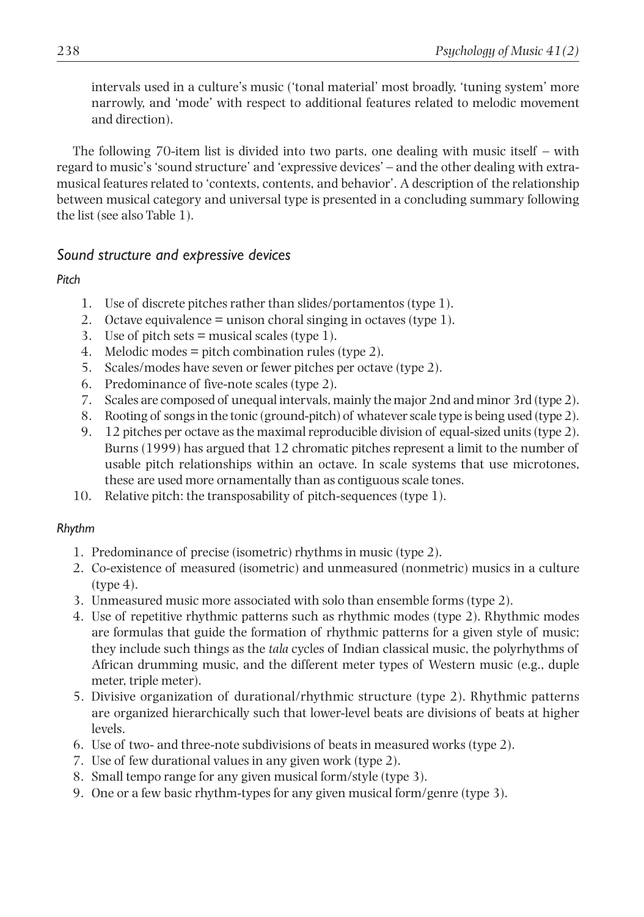intervals used in a culture's music ('tonal material' most broadly, 'tuning system' more narrowly, and 'mode' with respect to additional features related to melodic movement and direction).

The following 70-item list is divided into two parts, one dealing with music itself – with regard to music's 'sound structure' and 'expressive devices' – and the other dealing with extra-musical features related to 'contexts, contents, and behavior'. A description of the relationship between musical category and universal type is presented in a concluding summary following the list (see also Table 1).

## *Sound structure and expressive devices*

### *Pitch*

1. Use of discrete pitches rather than slides/portamentos (type 1).
2. Octave equivalence = unison choral singing in octaves (type 1).
3. Use of pitch sets = musical scales (type 1).
4. Melodic modes = pitch combination rules (type 2).
5. Scales/modes have seven or fewer pitches per octave (type 2).
6. Predominance of five-note scales (type 2).
7. Scales are composed of unequal intervals, mainly the major 2nd and minor 3rd (type 2).
8. Rooting of songs in the tonic (ground-pitch) of whatever scale type is being used (type 2).
9. 12 pitches per octave as the maximal reproducible division of equal-sized units (type 2). Burns (1999) has argued that 12 chromatic pitches represent a limit to the number of usable pitch relationships within an octave. In scale systems that use microtones, these are used more ornamentally than as contiguous scale tones.
10. Relative pitch: the transposability of pitch-sequences (type 1).

### *Rhythm*

1. Predominance of precise (isometric) rhythms in music (type 2).
2. Co-existence of measured (isometric) and unmeasured (nonmetric) musics in a culture (type 4).
3. Unmeasured music more associated with solo than ensemble forms (type 2).
4. Use of repetitive rhythmic patterns such as rhythmic modes (type 2). Rhythmic modes are formulas that guide the formation of rhythmic patterns for a given style of music; they include such things as the *tala* cycles of Indian classical music, the polyrhythms of African drumming music, and the different meter types of Western music (e.g., duple meter, triple meter).
5. Divisive organization of durational/rhythmic structure (type 2). Rhythmic patterns are organized hierarchically such that lower-level beats are divisions of beats at higher levels.
6. Use of two- and three-note subdivisions of beats in measured works (type 2).
7. Use of few durational values in any given work (type 2).
8. Small tempo range for any given musical form/style (type 3).
9. One or a few basic rhythm-types for any given musical form/genre (type 3).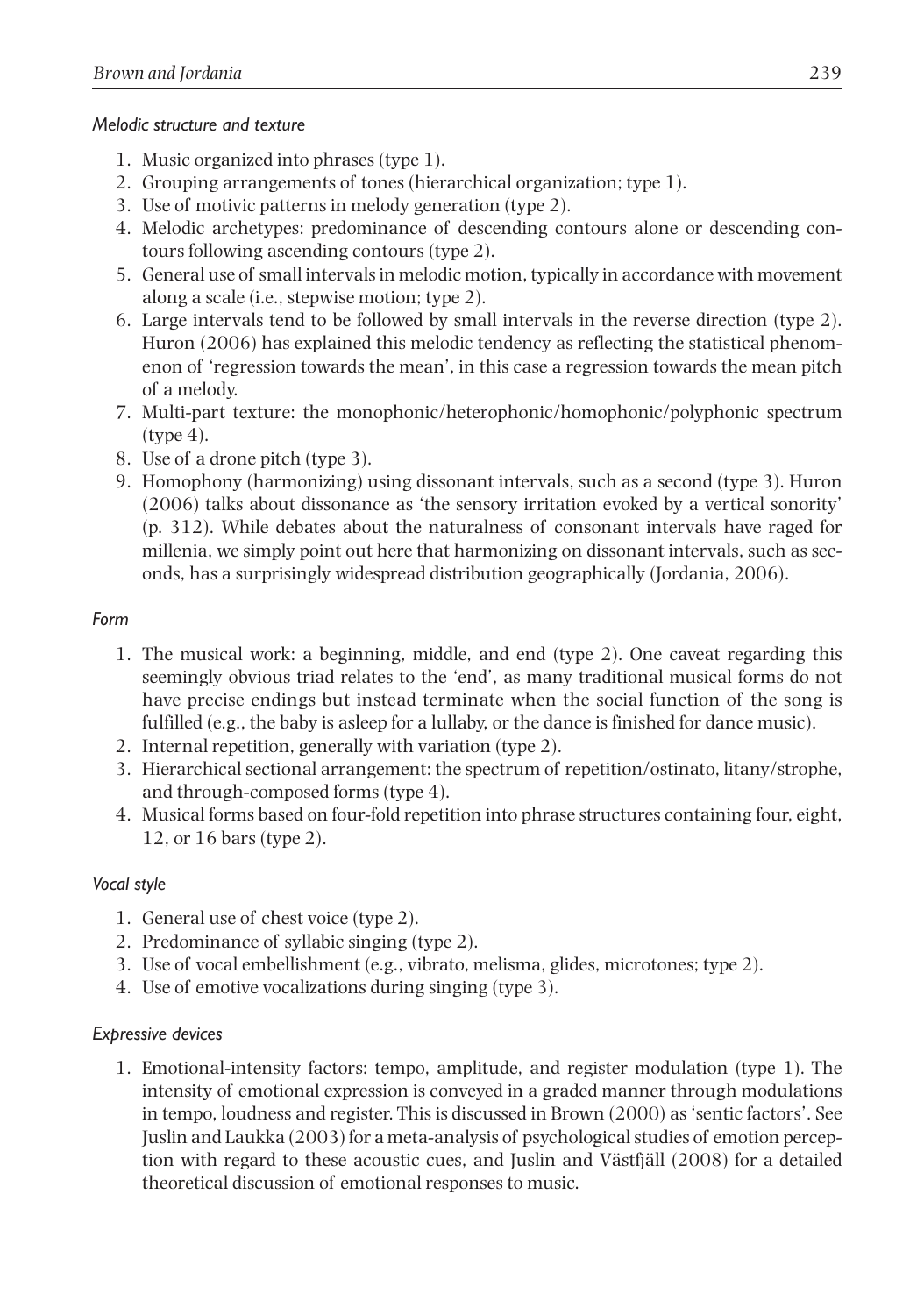*Melodic structure and texture*

1. Music organized into phrases (type 1).
2. Grouping arrangements of tones (hierarchical organization; type 1).
3. Use of motivic patterns in melody generation (type 2).
4. Melodic archetypes: predominance of descending contours alone or descending contours following ascending contours (type 2).
5. General use of small intervals in melodic motion, typically in accordance with movement along a scale (i.e., stepwise motion; type 2).
6. Large intervals tend to be followed by small intervals in the reverse direction (type 2). Huron (2006) has explained this melodic tendency as reflecting the statistical phenomenon of 'regression towards the mean', in this case a regression towards the mean pitch of a melody.
7. Multi-part texture: the monophonic/heterophonic/homophonic/polyphonic spectrum (type 4).
8. Use of a drone pitch (type 3).
9. Homophony (harmonizing) using dissonant intervals, such as a second (type 3). Huron (2006) talks about dissonance as 'the sensory irritation evoked by a vertical sonority' (p. 312). While debates about the naturalness of consonant intervals have raged for millenia, we simply point out here that harmonizing on dissonant intervals, such as seconds, has a surprisingly widespread distribution geographically (Jordania, 2006).

*Form*

1. The musical work: a beginning, middle, and end (type 2). One caveat regarding this seemingly obvious triad relates to the 'end', as many traditional musical forms do not have precise endings but instead terminate when the social function of the song is fulfilled (e.g., the baby is asleep for a lullaby, or the dance is finished for dance music).
2. Internal repetition, generally with variation (type 2).
3. Hierarchical sectional arrangement: the spectrum of repetition/ostinato, litany/strophe, and through-composed forms (type 4).
4. Musical forms based on four-fold repetition into phrase structures containing four, eight, 12, or 16 bars (type 2).

*Vocal style*

1. General use of chest voice (type 2).
2. Predominance of syllabic singing (type 2).
3. Use of vocal embellishment (e.g., vibrato, melisma, glides, microtones; type 2).
4. Use of emotive vocalizations during singing (type 3).

*Expressive devices*

1. Emotional-intensity factors: tempo, amplitude, and register modulation (type 1). The intensity of emotional expression is conveyed in a graded manner through modulations in tempo, loudness and register. This is discussed in Brown (2000) as 'sentic factors'. See Juslin and Laukka (2003) for a meta-analysis of psychological studies of emotion perception with regard to these acoustic cues, and Juslin and Västfjäll (2008) for a detailed theoretical discussion of emotional responses to music.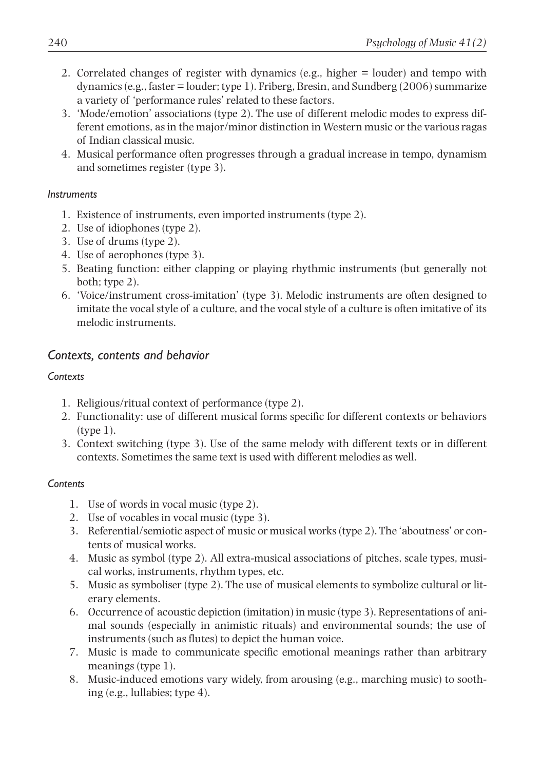2. Correlated changes of register with dynamics (e.g., higher = louder) and tempo with dynamics (e.g., faster = louder; type 1). Friberg, Bresin, and Sundberg (2006) summarize a variety of 'performance rules' related to these factors.
3. 'Mode/emotion' associations (type 2). The use of different melodic modes to express different emotions, as in the major/minor distinction in Western music or the various ragas of Indian classical music.
4. Musical performance often progresses through a gradual increase in tempo, dynamism and sometimes register (type 3).

#### *Instruments*

1. Existence of instruments, even imported instruments (type 2).
2. Use of idiophones (type 2).
3. Use of drums (type 2).
4. Use of aerophones (type 3).
5. Beating function: either clapping or playing rhythmic instruments (but generally not both; type 2).
6. 'Voice/instrument cross-imitation' (type 3). Melodic instruments are often designed to imitate the vocal style of a culture, and the vocal style of a culture is often imitative of its melodic instruments.

### *Contexts, contents and behavior*

#### *Contexts*

1. Religious/ritual context of performance (type 2).
2. Functionality: use of different musical forms specific for different contexts or behaviors (type 1).
3. Context switching (type 3). Use of the same melody with different texts or in different contexts. Sometimes the same text is used with different melodies as well.

#### *Contents*

1. Use of words in vocal music (type 2).
2. Use of vocables in vocal music (type 3).
3. Referential/semiotic aspect of music or musical works (type 2). The 'aboutness' or contents of musical works.
4. Music as symbol (type 2). All extra-musical associations of pitches, scale types, musical works, instruments, rhythm types, etc.
5. Music as symboliser (type 2). The use of musical elements to symbolize cultural or literary elements.
6. Occurrence of acoustic depiction (imitation) in music (type 3). Representations of animal sounds (especially in animistic rituals) and environmental sounds; the use of instruments (such as flutes) to depict the human voice.
7. Music is made to communicate specific emotional meanings rather than arbitrary meanings (type 1).
8. Music-induced emotions vary widely, from arousing (e.g., marching music) to soothing (e.g., lullabies; type 4).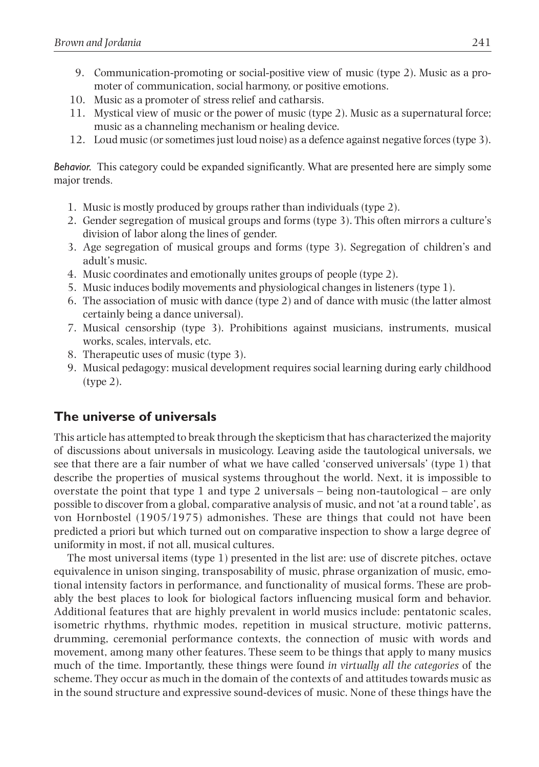9. Communication-promoting or social-positive view of music (type 2). Music as a promoter of communication, social harmony, or positive emotions.
10. Music as a promoter of stress relief and catharsis.
11. Mystical view of music or the power of music (type 2). Music as a supernatural force; music as a channeling mechanism or healing device.
12. Loud music (or sometimes just loud noise) as a defence against negative forces (type 3).

*Behavior.* This category could be expanded significantly. What are presented here are simply some major trends.

1. Music is mostly produced by groups rather than individuals (type 2).
2. Gender segregation of musical groups and forms (type 3). This often mirrors a culture's division of labor along the lines of gender.
3. Age segregation of musical groups and forms (type 3). Segregation of children's and adult's music.
4. Music coordinates and emotionally unites groups of people (type 2).
5. Music induces bodily movements and physiological changes in listeners (type 1).
6. The association of music with dance (type 2) and of dance with music (the latter almost certainly being a dance universal).
7. Musical censorship (type 3). Prohibitions against musicians, instruments, musical works, scales, intervals, etc.
8. Therapeutic uses of music (type 3).
9. Musical pedagogy: musical development requires social learning during early childhood (type 2).

## The universe of universals

This article has attempted to break through the skepticism that has characterized the majority of discussions about universals in musicology. Leaving aside the tautological universals, we see that there are a fair number of what we have called 'conserved universals' (type 1) that describe the properties of musical systems throughout the world. Next, it is impossible to overstate the point that type 1 and type 2 universals – being non-tautological – are only possible to discover from a global, comparative analysis of music, and not 'at a round table', as von Hornbostel (1905/1975) admonishes. These are things that could not have been predicted a priori but which turned out on comparative inspection to show a large degree of uniformity in most, if not all, musical cultures.

The most universal items (type 1) presented in the list are: use of discrete pitches, octave equivalence in unison singing, transposability of music, phrase organization of music, emotional intensity factors in performance, and functionality of musical forms. These are probably the best places to look for biological factors influencing musical form and behavior. Additional features that are highly prevalent in world musics include: pentatonic scales, isometric rhythms, rhythmic modes, repetition in musical structure, motivic patterns, drumming, ceremonial performance contexts, the connection of music with words and movement, among many other features. These seem to be things that apply to many musics much of the time. Importantly, these things were found *in virtually all the categories* of the scheme. They occur as much in the domain of the contexts of and attitudes towards music as in the sound structure and expressive sound-devices of music. None of these things have the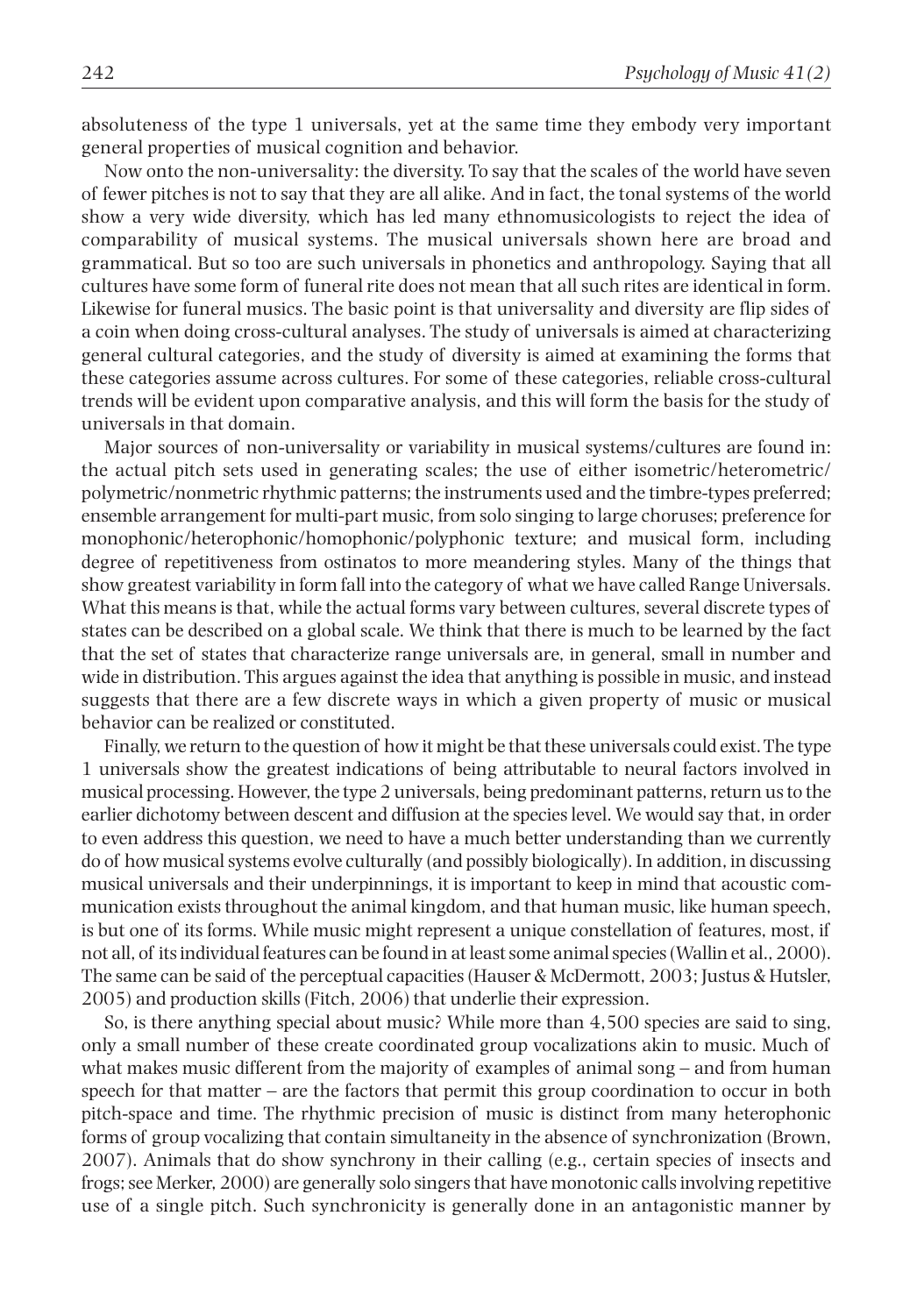absoluteness of the type 1 universals, yet at the same time they embody very important general properties of musical cognition and behavior.

Now onto the non-universality: the diversity. To say that the scales of the world have seven of fewer pitches is not to say that they are all alike. And in fact, the tonal systems of the world show a very wide diversity, which has led many ethnomusicologists to reject the idea of comparability of musical systems. The musical universals shown here are broad and grammatical. But so too are such universals in phonetics and anthropology. Saying that all cultures have some form of funeral rite does not mean that all such rites are identical in form. Likewise for funeral musics. The basic point is that universality and diversity are flip sides of a coin when doing cross-cultural analyses. The study of universals is aimed at characterizing general cultural categories, and the study of diversity is aimed at examining the forms that these categories assume across cultures. For some of these categories, reliable cross-cultural trends will be evident upon comparative analysis, and this will form the basis for the study of universals in that domain.

Major sources of non-universality or variability in musical systems/cultures are found in: the actual pitch sets used in generating scales; the use of either isometric/heterometric/polymetric/nonmetric rhythmic patterns; the instruments used and the timbre-types preferred; ensemble arrangement for multi-part music, from solo singing to large choruses; preference for monophonic/heterophonic/homophonic/polyphonic texture; and musical form, including degree of repetitiveness from ostinatos to more meandering styles. Many of the things that show greatest variability in form fall into the category of what we have called Range Universals. What this means is that, while the actual forms vary between cultures, several discrete types of states can be described on a global scale. We think that there is much to be learned by the fact that the set of states that characterize range universals are, in general, small in number and wide in distribution. This argues against the idea that anything is possible in music, and instead suggests that there are a few discrete ways in which a given property of music or musical behavior can be realized or constituted.

Finally, we return to the question of how it might be that these universals could exist. The type 1 universals show the greatest indications of being attributable to neural factors involved in musical processing. However, the type 2 universals, being predominant patterns, return us to the earlier dichotomy between descent and diffusion at the species level. We would say that, in order to even address this question, we need to have a much better understanding than we currently do of how musical systems evolve culturally (and possibly biologically). In addition, in discussing musical universals and their underpinnings, it is important to keep in mind that acoustic communication exists throughout the animal kingdom, and that human music, like human speech, is but one of its forms. While music might represent a unique constellation of features, most, if not all, of its individual features can be found in at least some animal species (Wallin et al., 2000). The same can be said of the perceptual capacities (Hauser & McDermott, 2003; Justus & Hutsler, 2005) and production skills (Fitch, 2006) that underlie their expression.

So, is there anything special about music? While more than 4,500 species are said to sing, only a small number of these create coordinated group vocalizations akin to music. Much of what makes music different from the majority of examples of animal song – and from human speech for that matter – are the factors that permit this group coordination to occur in both pitch-space and time. The rhythmic precision of music is distinct from many heterophonic forms of group vocalizing that contain simultaneity in the absence of synchronization (Brown, 2007). Animals that do show synchrony in their calling (e.g., certain species of insects and frogs; see Merker, 2000) are generally solo singers that have monotonic calls involving repetitive use of a single pitch. Such synchronicity is generally done in an antagonistic manner by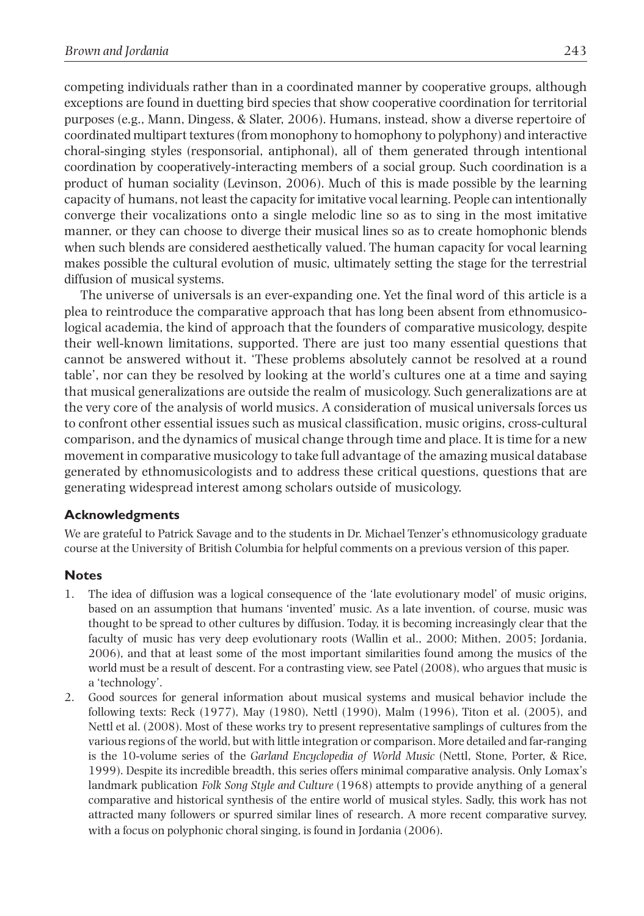competing individuals rather than in a coordinated manner by cooperative groups, although exceptions are found in duetting bird species that show cooperative coordination for territorial purposes (e.g., Mann, Dingess, & Slater, 2006). Humans, instead, show a diverse repertoire of coordinated multipart textures (from monophony to homophony to polyphony) and interactive choral-singing styles (responsorial, antiphonal), all of them generated through intentional coordination by cooperatively-interacting members of a social group. Such coordination is a product of human sociality (Levinson, 2006). Much of this is made possible by the learning capacity of humans, not least the capacity for imitative vocal learning. People can intentionally converge their vocalizations onto a single melodic line so as to sing in the most imitative manner, or they can choose to diverge their musical lines so as to create homophonic blends when such blends are considered aesthetically valued. The human capacity for vocal learning makes possible the cultural evolution of music, ultimately setting the stage for the terrestrial diffusion of musical systems.

The universe of universals is an ever-expanding one. Yet the final word of this article is a plea to reintroduce the comparative approach that has long been absent from ethnomusicological academia, the kind of approach that the founders of comparative musicology, despite their well-known limitations, supported. There are just too many essential questions that cannot be answered without it. 'These problems absolutely cannot be resolved at a round table', nor can they be resolved by looking at the world's cultures one at a time and saying that musical generalizations are outside the realm of musicology. Such generalizations are at the very core of the analysis of world musics. A consideration of musical universals forces us to confront other essential issues such as musical classification, music origins, cross-cultural comparison, and the dynamics of musical change through time and place. It is time for a new movement in comparative musicology to take full advantage of the amazing musical database generated by ethnomusicologists and to address these critical questions, questions that are generating widespread interest among scholars outside of musicology.

## Acknowledgments

We are grateful to Patrick Savage and to the students in Dr. Michael Tenzer's ethnomusicology graduate course at the University of British Columbia for helpful comments on a previous version of this paper.

## Notes

1. The idea of diffusion was a logical consequence of the 'late evolutionary model' of music origins, based on an assumption that humans 'invented' music. As a late invention, of course, music was thought to be spread to other cultures by diffusion. Today, it is becoming increasingly clear that the faculty of music has very deep evolutionary roots (Wallin et al., 2000; Mithen, 2005; Jordania, 2006), and that at least some of the most important similarities found among the musics of the world must be a result of descent. For a contrasting view, see Patel (2008), who argues that music is a 'technology'.
2. Good sources for general information about musical systems and musical behavior include the following texts: Reck (1977), May (1980), Nettl (1990), Malm (1996), Titon et al. (2005), and Nettl et al. (2008). Most of these works try to present representative samplings of cultures from the various regions of the world, but with little integration or comparison. More detailed and far-ranging is the 10-volume series of the *Garland Encyclopedia of World Music* (Nettl, Stone, Porter, & Rice, 1999). Despite its incredible breadth, this series offers minimal comparative analysis. Only Lomax's landmark publication *Folk Song Style and Culture* (1968) attempts to provide anything of a general comparative and historical synthesis of the entire world of musical styles. Sadly, this work has not attracted many followers or spurred similar lines of research. A more recent comparative survey, with a focus on polyphonic choral singing, is found in Jordania (2006).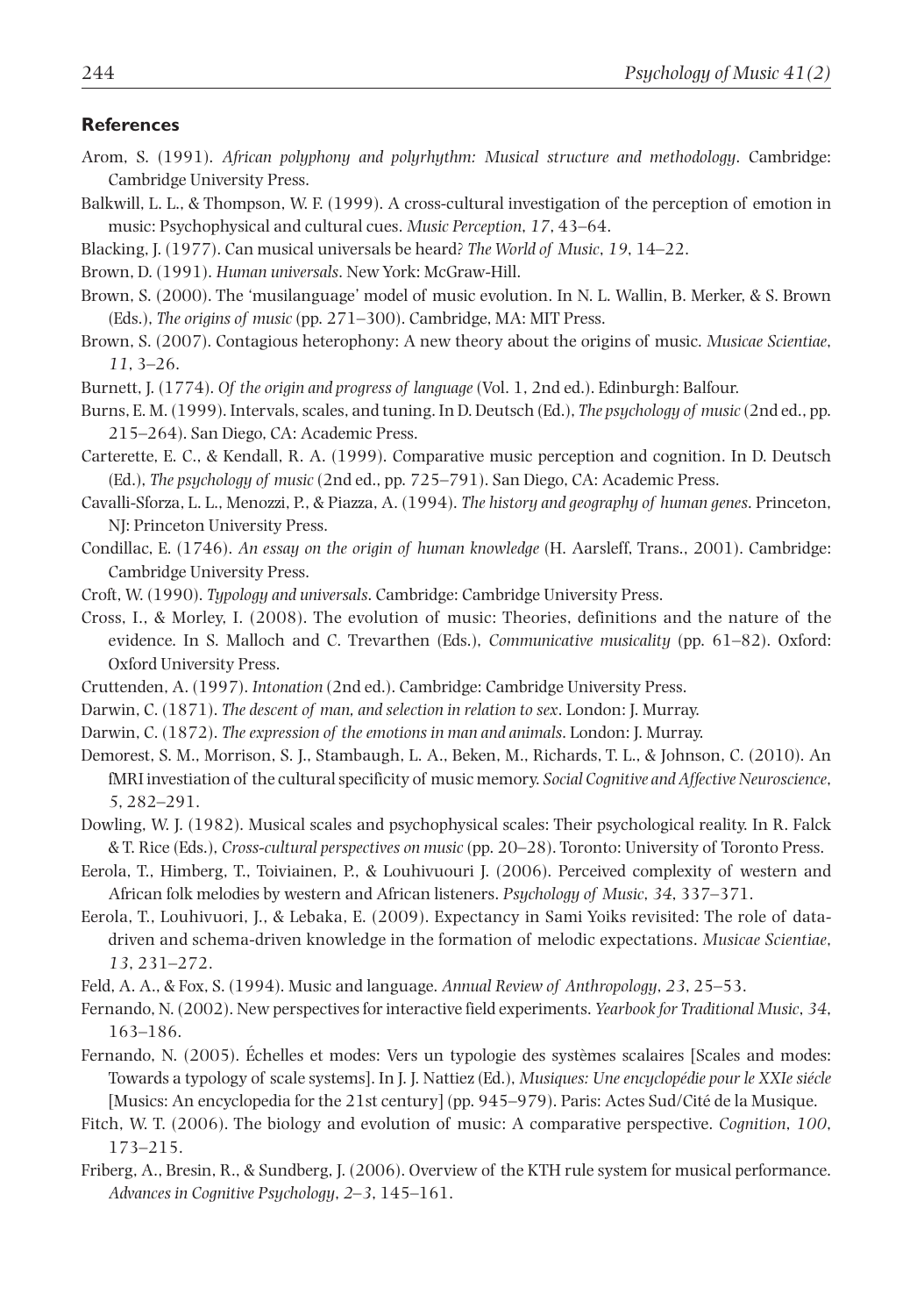## References

Arom, S. (1991). *African polyphony and polyrhythm: Musical structure and methodology*. Cambridge: Cambridge University Press.

Balkwill, L. L., & Thompson, W. F. (1999). A cross-cultural investigation of the perception of emotion in music: Psychophysical and cultural cues. *Music Perception*, *17*, 43–64.

Blacking, J. (1977). Can musical universals be heard? *The World of Music*, *19*, 14–22.

Brown, D. (1991). *Human universals*. New York: McGraw-Hill.

Brown, S. (2000). The 'musilanguage' model of music evolution. In N. L. Wallin, B. Merker, & S. Brown (Eds.), *The origins of music* (pp. 271–300). Cambridge, MA: MIT Press.

Brown, S. (2007). Contagious heterophony: A new theory about the origins of music. *Musicae Scientiae*, *11*, 3–26.

Burnett, J. (1774). *Of the origin and progress of language* (Vol. 1, 2nd ed.). Edinburgh: Balfour.

Burns, E. M. (1999). Intervals, scales, and tuning. In D. Deutsch (Ed.), *The psychology of music* (2nd ed., pp. 215–264). San Diego, CA: Academic Press.

Carterette, E. C., & Kendall, R. A. (1999). Comparative music perception and cognition. In D. Deutsch (Ed.), *The psychology of music* (2nd ed., pp. 725–791). San Diego, CA: Academic Press.

Cavalli-Sforza, L. L., Menozzi, P., & Piazza, A. (1994). *The history and geography of human genes*. Princeton, NJ: Princeton University Press.

Condillac, E. (1746). *An essay on the origin of human knowledge* (H. Aarsleff, Trans., 2001). Cambridge: Cambridge University Press.

Croft, W. (1990). *Typology and universals*. Cambridge: Cambridge University Press.

Cross, I., & Morley, I. (2008). The evolution of music: Theories, definitions and the nature of the evidence. In S. Malloch and C. Trevarthen (Eds.), *Communicative musicality* (pp. 61–82). Oxford: Oxford University Press.

Cruttenden, A. (1997). *Intonation* (2nd ed.). Cambridge: Cambridge University Press.

Darwin, C. (1871). *The descent of man, and selection in relation to sex*. London: J. Murray.

Darwin, C. (1872). *The expression of the emotions in man and animals*. London: J. Murray.

Demorest, S. M., Morrison, S. J., Stambaugh, L. A., Beken, M., Richards, T. L., & Johnson, C. (2010). An fMRI investiation of the cultural specificity of music memory. *Social Cognitive and Affective Neuroscience*, *5*, 282–291.

Dowling, W. J. (1982). Musical scales and psychophysical scales: Their psychological reality. In R. Falck & T. Rice (Eds.), *Cross-cultural perspectives on music* (pp. 20–28). Toronto: University of Toronto Press.

Eerola, T., Himberg, T., Toiviainen, P., & Louhivuouri J. (2006). Perceived complexity of western and African folk melodies by western and African listeners. *Psychology of Music*, *34*, 337–371.

Eerola, T., Louhivuori, J., & Lebaka, E. (2009). Expectancy in Sami Yoiks revisited: The role of data-driven and schema-driven knowledge in the formation of melodic expectations. *Musicae Scientiae*, *13*, 231–272.

Feld, A. A., & Fox, S. (1994). Music and language. *Annual Review of Anthropology*, *23*, 25–53.

Fernando, N. (2002). New perspectives for interactive field experiments. *Yearbook for Traditional Music*, *34*, 163–186.

Fernando, N. (2005). Échelles et modes: Vers un typologie des systèmes scalaires [Scales and modes: Towards a typology of scale systems]. In J. J. Nattiez (Ed.), *Musiques: Une encyclopédie pour le XXIe siécle* [Musics: An encyclopedia for the 21st century] (pp. 945–979). Paris: Actes Sud/Cité de la Musique.

Fitch, W. T. (2006). The biology and evolution of music: A comparative perspective. *Cognition*, *100*, 173–215.

Friberg, A., Bresin, R., & Sundberg, J. (2006). Overview of the KTH rule system for musical performance. *Advances in Cognitive Psychology*, *2–3*, 145–161.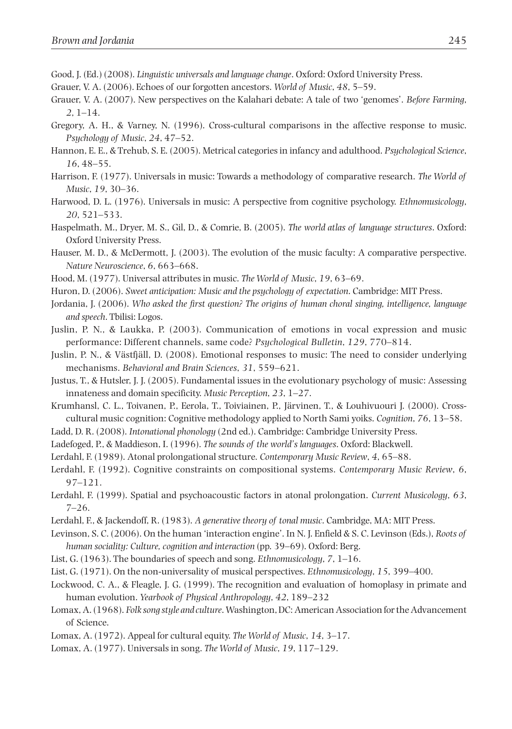Good, J. (Ed.) (2008). *Linguistic universals and language change*. Oxford: Oxford University Press.

Grauer, V. A. (2006). Echoes of our forgotten ancestors. *World of Music*, *48*, 5–59.

Grauer, V. A. (2007). New perspectives on the Kalahari debate: A tale of two 'genomes'. *Before Farming*, *2*, 1–14.

Gregory, A. H., & Varney, N. (1996). Cross-cultural comparisons in the affective response to music. *Psychology of Music*, *24*, 47–52.

Hannon, E. E., & Trehub, S. E. (2005). Metrical categories in infancy and adulthood. *Psychological Science*, *16*, 48–55.

Harrison, F. (1977). Universals in music: Towards a methodology of comparative research. *The World of Music*, *19*, 30–36.

Harwood, D. L. (1976). Universals in music: A perspective from cognitive psychology. *Ethnomusicology*, *20*, 521–533.

Haspelmath, M., Dryer, M. S., Gil, D., & Comrie, B. (2005). *The world atlas of language structures*. Oxford: Oxford University Press.

Hauser, M. D., & McDermott, J. (2003). The evolution of the music faculty: A comparative perspective. *Nature Neuroscience*, *6*, 663–668.

Hood, M. (1977). Universal attributes in music. *The World of Music*, *19*, 63–69.

Huron, D. (2006). *Sweet anticipation: Music and the psychology of expectation*. Cambridge: MIT Press.

Jordania, J. (2006). *Who asked the first question? The origins of human choral singing, intelligence, language and speech*. Tbilisi: Logos.

Juslin, P. N., & Laukka, P. (2003). Communication of emotions in vocal expression and music performance: Different channels, same code? *Psychological Bulletin*, *129*, 770–814.

Juslin, P. N., & Västfjäll, D. (2008). Emotional responses to music: The need to consider underlying mechanisms. *Behavioral and Brain Sciences*, *31*, 559–621.

Justus, T., & Hutsler, J. J. (2005). Fundamental issues in the evolutionary psychology of music: Assessing innateness and domain specificity. *Music Perception*, *23*, 1–27.

Krumhansl, C. L., Toivanen, P., Eerola, T., Toiviainen, P., Järvinen, T., & Louhivuouri J. (2000). Cross-cultural music cognition: Cognitive methodology applied to North Sami yoiks. *Cognition*, *76*, 13–58.

Ladd, D. R. (2008). *Intonational phonology* (2nd ed.). Cambridge: Cambridge University Press.

Ladefoged, P., & Maddieson, I. (1996). *The sounds of the world's languages*. Oxford: Blackwell.

Lerdahl, F. (1989). Atonal prolongational structure. *Contemporary Music Review*, *4*, 65–88.

Lerdahl, F. (1992). Cognitive constraints on compositional systems. *Contemporary Music Review*, *6*, 97–121.

Lerdahl, F. (1999). Spatial and psychoacoustic factors in atonal prolongation. *Current Musicology*, *63*, 7–26.

Lerdahl, F., & Jackendoff, R. (1983). *A generative theory of tonal music*. Cambridge, MA: MIT Press.

Levinson, S. C. (2006). On the human 'interaction engine'. In N. J. Enfield & S. C. Levinson (Eds.), *Roots of human sociality: Culture, cognition and interaction* (pp. 39–69). Oxford: Berg.

List, G. (1963). The boundaries of speech and song. *Ethnomusicology*, *7*, 1–16.

List, G. (1971). On the non-universality of musical perspectives. *Ethnomusicology*, *15*, 399–400.

Lockwood, C. A., & Fleagle, J. G. (1999). The recognition and evaluation of homoplasy in primate and human evolution. *Yearbook of Physical Anthropology*, *42*, 189–232

Lomax, A. (1968). *Folk song style and culture*. Washington, DC: American Association for the Advancement of Science.

Lomax, A. (1972). Appeal for cultural equity. *The World of Music*, *14*, 3–17.

Lomax, A. (1977). Universals in song. *The World of Music*, *19*, 117–129.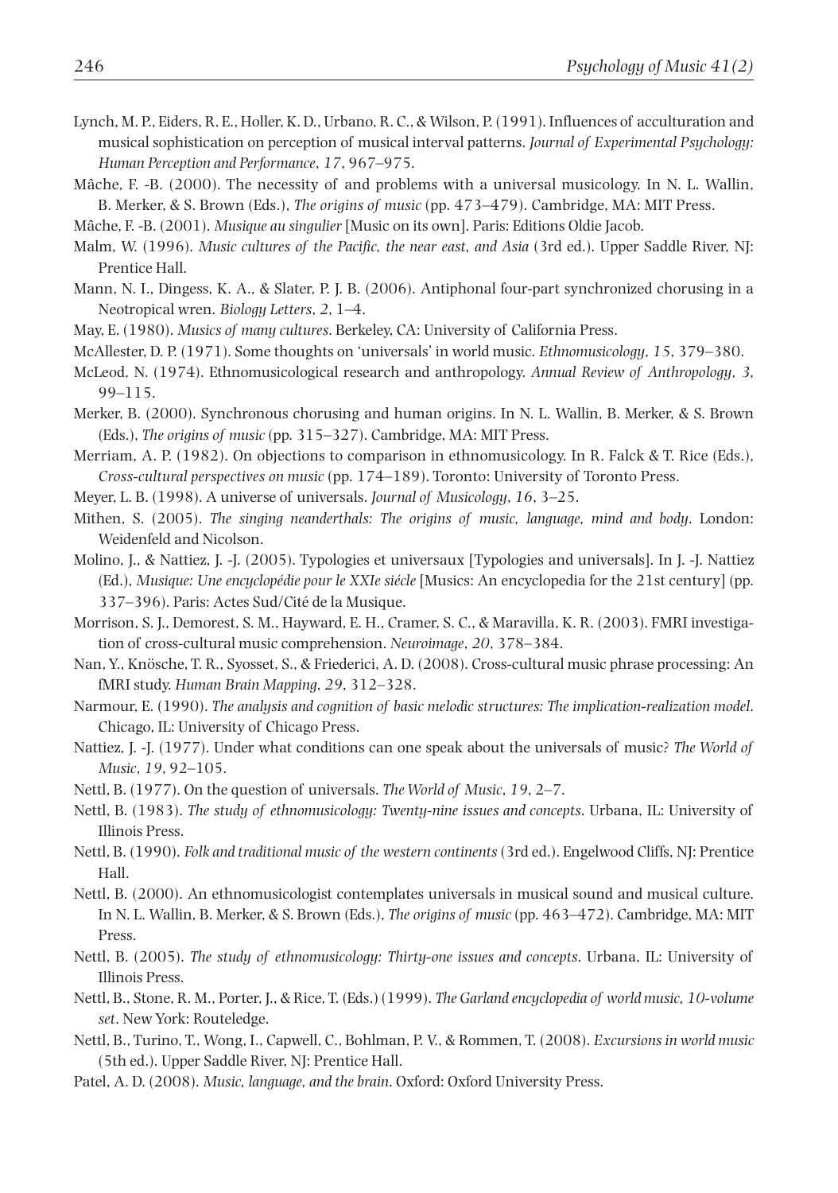Lynch, M. P., Eiders, R. E., Holler, K. D., Urbano, R. C., & Wilson, P. (1991). Influences of acculturation and musical sophistication on perception of musical interval patterns. *Journal of Experimental Psychology: Human Perception and Performance*, *17*, 967–975.

Mâche, F. -B. (2000). The necessity of and problems with a universal musicology. In N. L. Wallin, B. Merker, & S. Brown (Eds.), *The origins of music* (pp. 473–479). Cambridge, MA: MIT Press.

Mâche, F. -B. (2001). *Musique au singulier* [Music on its own]. Paris: Editions Oldie Jacob.

Malm, W. (1996). *Music cultures of the Pacific, the near east, and Asia* (3rd ed.). Upper Saddle River, NJ: Prentice Hall.

Mann, N. I., Dingess, K. A., & Slater, P. J. B. (2006). Antiphonal four-part synchronized chorusing in a Neotropical wren. *Biology Letters*, *2*, 1–4.

May, E. (1980). *Musics of many cultures*. Berkeley, CA: University of California Press.

McAllester, D. P. (1971). Some thoughts on 'universals' in world music. *Ethnomusicology*, *15*, 379–380.

McLeod, N. (1974). Ethnomusicological research and anthropology. *Annual Review of Anthropology*, *3*, 99–115.

Merker, B. (2000). Synchronous chorusing and human origins. In N. L. Wallin, B. Merker, & S. Brown (Eds.), *The origins of music* (pp. 315–327). Cambridge, MA: MIT Press.

Merriam, A. P. (1982). On objections to comparison in ethnomusicology. In R. Falck & T. Rice (Eds.), *Cross-cultural perspectives on music* (pp. 174–189). Toronto: University of Toronto Press.

Meyer, L. B. (1998). A universe of universals. *Journal of Musicology*, *16*, 3–25.

Mithen, S. (2005). *The singing neanderthals: The origins of music, language, mind and body*. London: Weidenfeld and Nicolson.

Molino, J., & Nattiez, J. -J. (2005). Typologies et universaux [Typologies and universals]. In J. -J. Nattiez (Ed.), *Musique: Une encyclopédie pour le XXIe siécle* [Musics: An encyclopedia for the 21st century] (pp. 337–396). Paris: Actes Sud/Cité de la Musique.

Morrison, S. J., Demorest, S. M., Hayward, E. H., Cramer, S. C., & Maravilla, K. R. (2003). FMRI investigation of cross-cultural music comprehension. *Neuroimage*, *20*, 378–384.

Nan, Y., Knösche, T. R., Syosset, S., & Friederici, A. D. (2008). Cross-cultural music phrase processing: An fMRI study. *Human Brain Mapping*, *29*, 312–328.

Narmour, E. (1990). *The analysis and cognition of basic melodic structures: The implication-realization model*. Chicago, IL: University of Chicago Press.

Nattiez, J. -J. (1977). Under what conditions can one speak about the universals of music? *The World of Music*, *19*, 92–105.

Nettl, B. (1977). On the question of universals. *The World of Music*, *19*, 2–7.

Nettl, B. (1983). *The study of ethnomusicology: Twenty-nine issues and concepts*. Urbana, IL: University of Illinois Press.

Nettl, B. (1990). *Folk and traditional music of the western continents* (3rd ed.). Engelwood Cliffs, NJ: Prentice Hall.

Nettl, B. (2000). An ethnomusicologist contemplates universals in musical sound and musical culture. In N. L. Wallin, B. Merker, & S. Brown (Eds.), *The origins of music* (pp. 463–472). Cambridge, MA: MIT Press.

Nettl, B. (2005). *The study of ethnomusicology: Thirty-one issues and concepts*. Urbana, IL: University of Illinois Press.

Nettl, B., Stone, R. M., Porter, J., & Rice, T. (Eds.) (1999). *The Garland encyclopedia of world music, 10-volume set*. New York: Routeledge.

Nettl, B., Turino, T., Wong, I., Capwell, C., Bohlman, P. V., & Rommen, T. (2008). *Excursions in world music* (5th ed.). Upper Saddle River, NJ: Prentice Hall.

Patel, A. D. (2008). *Music, language, and the brain*. Oxford: Oxford University Press.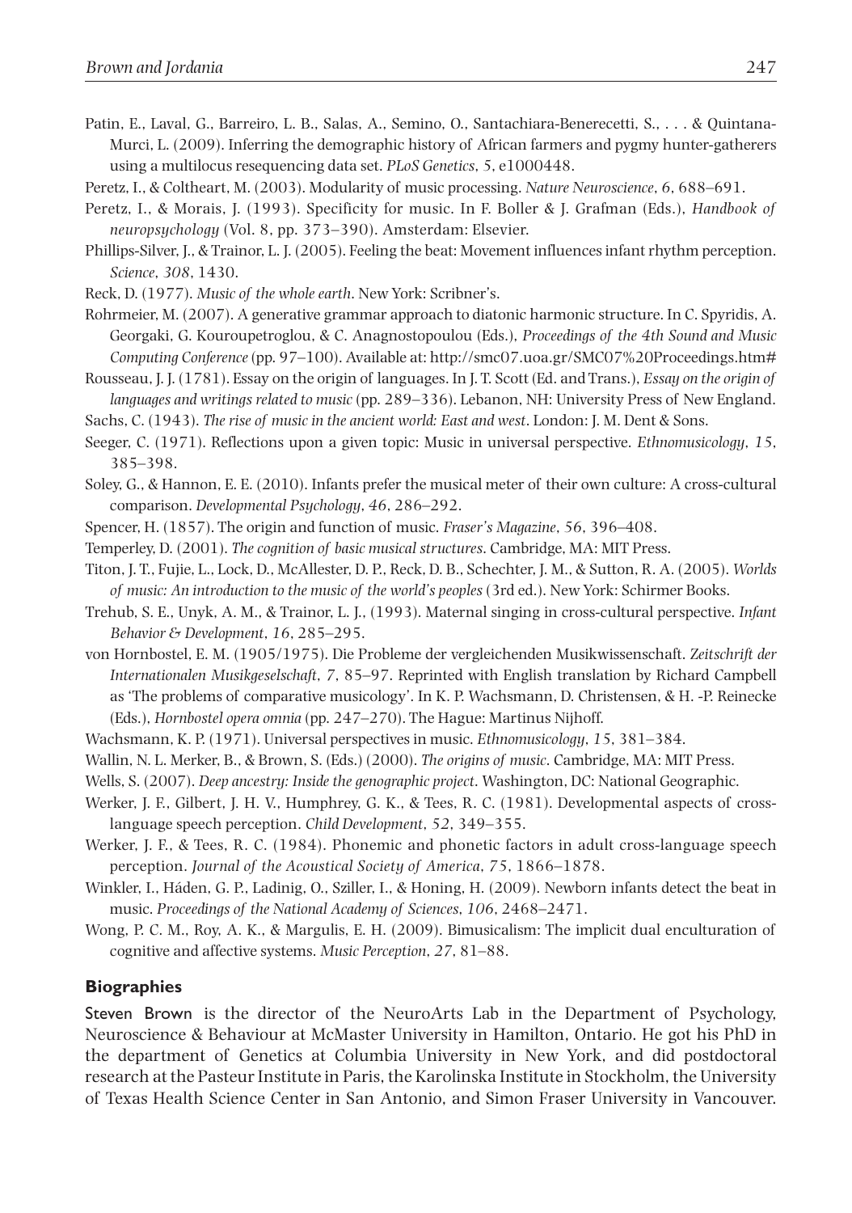Patin, E., Laval, G., Barreiro, L. B., Salas, A., Semino, O., Santachiara-Benerecetti, S., . . . & Quintana-Murci, L. (2009). Inferring the demographic history of African farmers and pygmy hunter-gatherers using a multilocus resequencing data set. *PLoS Genetics*, *5*, e1000448.

Peretz, I., & Coltheart, M. (2003). Modularity of music processing. *Nature Neuroscience*, *6*, 688–691.

Peretz, I., & Morais, J. (1993). Specificity for music. In F. Boller & J. Grafman (Eds.), *Handbook of neuropsychology* (Vol. 8, pp. 373–390). Amsterdam: Elsevier.

Phillips-Silver, J., & Trainor, L. J. (2005). Feeling the beat: Movement influences infant rhythm perception. *Science*, *308*, 1430.

Reck, D. (1977). *Music of the whole earth*. New York: Scribner's.

Rohrmeier, M. (2007). A generative grammar approach to diatonic harmonic structure. In C. Spyridis, A. Georgaki, G. Kouroupetroglou, & C. Anagnostopoulou (Eds.), *Proceedings of the 4th Sound and Music Computing Conference* (pp. 97–100). Available at: http://smc07.uoa.gr/SMC07%20Proceedings.htm#

Rousseau, J. J. (1781). Essay on the origin of languages. In J. T. Scott (Ed. and Trans.), *Essay on the origin of languages and writings related to music* (pp. 289–336). Lebanon, NH: University Press of New England.

Sachs, C. (1943). *The rise of music in the ancient world: East and west*. London: J. M. Dent & Sons.

Seeger, C. (1971). Reflections upon a given topic: Music in universal perspective. *Ethnomusicology*, *15*, 385–398.

Soley, G., & Hannon, E. E. (2010). Infants prefer the musical meter of their own culture: A cross-cultural comparison. *Developmental Psychology*, *46*, 286–292.

Spencer, H. (1857). The origin and function of music. *Fraser's Magazine*, *56*, 396–408.

Temperley, D. (2001). *The cognition of basic musical structures*. Cambridge, MA: MIT Press.

Titon, J. T., Fujie, L., Lock, D., McAllester, D. P., Reck, D. B., Schechter, J. M., & Sutton, R. A. (2005). *Worlds of music: An introduction to the music of the world's peoples* (3rd ed.). New York: Schirmer Books.

Trehub, S. E., Unyk, A. M., & Trainor, L. J., (1993). Maternal singing in cross-cultural perspective. *Infant Behavior & Development*, *16*, 285–295.

von Hornbostel, E. M. (1905/1975). Die Probleme der vergleichenden Musikwissenschaft. *Zeitschrift der Internationalen Musikgeselschaft*, *7*, 85–97. Reprinted with English translation by Richard Campbell as 'The problems of comparative musicology'. In K. P. Wachsmann, D. Christensen, & H. -P. Reinecke (Eds.), *Hornbostel opera omnia* (pp. 247–270). The Hague: Martinus Nijhoff.

Wachsmann, K. P. (1971). Universal perspectives in music. *Ethnomusicology*, *15*, 381–384.

Wallin, N. L. Merker, B., & Brown, S. (Eds.) (2000). *The origins of music*. Cambridge, MA: MIT Press.

Wells, S. (2007). *Deep ancestry: Inside the genographic project*. Washington, DC: National Geographic.

Werker, J. F., Gilbert, J. H. V., Humphrey, G. K., & Tees, R. C. (1981). Developmental aspects of cross-language speech perception. *Child Development*, *52*, 349–355.

Werker, J. F., & Tees, R. C. (1984). Phonemic and phonetic factors in adult cross-language speech perception. *Journal of the Acoustical Society of America*, *75*, 1866–1878.

Winkler, I., Háden, G. P., Ladinig, O., Sziller, I., & Honing, H. (2009). Newborn infants detect the beat in music. *Proceedings of the National Academy of Sciences*, *106*, 2468–2471.

Wong, P. C. M., Roy, A. K., & Margulis, E. H. (2009). Bimusicalism: The implicit dual enculturation of cognitive and affective systems. *Music Perception*, *27*, 81–88.

## Biographies

Steven Brown is the director of the NeuroArts Lab in the Department of Psychology, Neuroscience & Behaviour at McMaster University in Hamilton, Ontario. He got his PhD in the department of Genetics at Columbia University in New York, and did postdoctoral research at the Pasteur Institute in Paris, the Karolinska Institute in Stockholm, the University of Texas Health Science Center in San Antonio, and Simon Fraser University in Vancouver.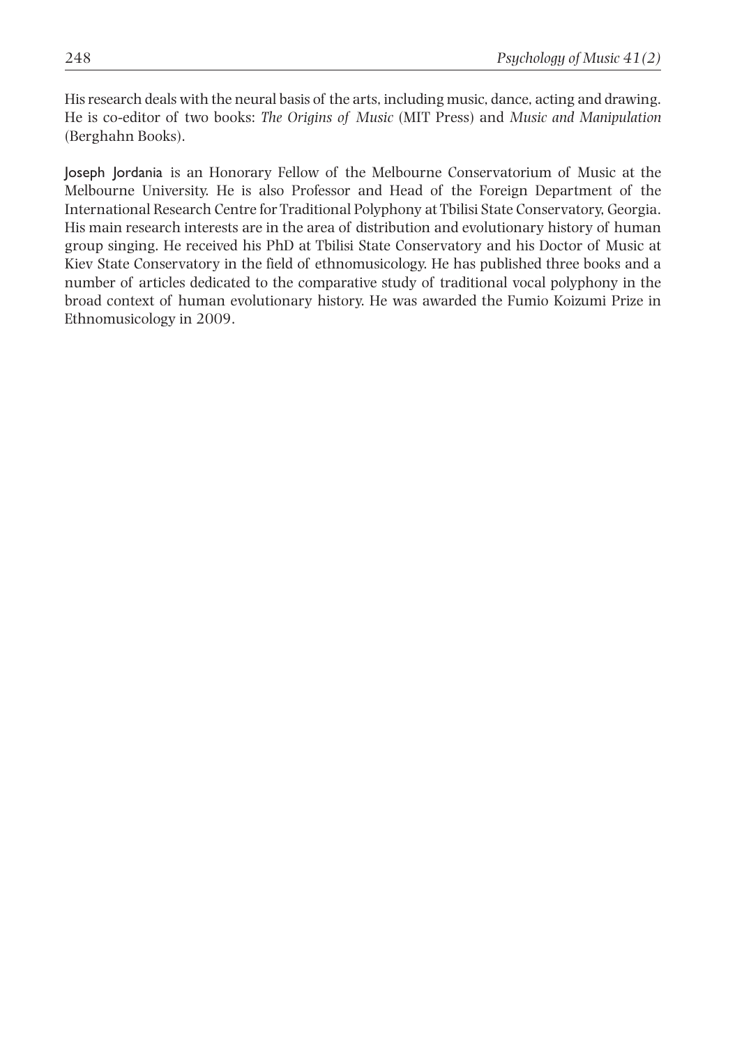His research deals with the neural basis of the arts, including music, dance, acting and drawing. He is co-editor of two books: *The Origins of Music* (MIT Press) and *Music and Manipulation* (Berghahn Books).

Joseph Jordania is an Honorary Fellow of the Melbourne Conservatorium of Music at the Melbourne University. He is also Professor and Head of the Foreign Department of the International Research Centre for Traditional Polyphony at Tbilisi State Conservatory, Georgia. His main research interests are in the area of distribution and evolutionary history of human group singing. He received his PhD at Tbilisi State Conservatory and his Doctor of Music at Kiev State Conservatory in the field of ethnomusicology. He has published three books and a number of articles dedicated to the comparative study of traditional vocal polyphony in the broad context of human evolutionary history. He was awarded the Fumio Koizumi Prize in Ethnomusicology in 2009.